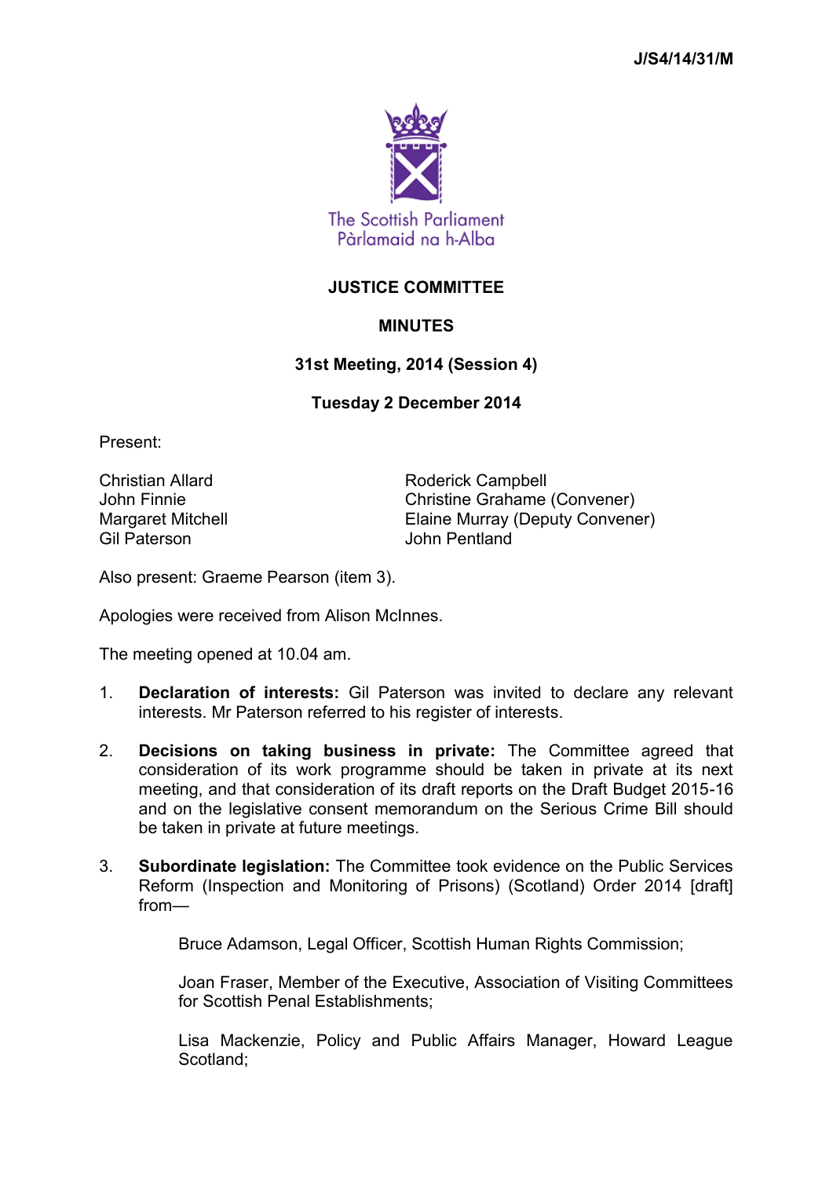J/S4/14/31/M

The Scottish Parliament
Pàrlamaid na h-Alba

# JUSTICE COMMITTEE

## MINUTES

### 31st Meeting, 2014 (Session 4)

### Tuesday 2 December 2014

Present:

Christian Allard
John Finnie
Margaret Mitchell
Gil Paterson
Roderick Campbell
Christine Grahame (Convener)
Elaine Murray (Deputy Convener)
John Pentland

Also present: Graeme Pearson (item 3).

Apologies were received from Alison McInnes.

The meeting opened at 10.04 am.

1. **Declaration of interests:** Gil Paterson was invited to declare any relevant interests. Mr Paterson referred to his register of interests.

2. **Decisions on taking business in private:** The Committee agreed that consideration of its work programme should be taken in private at its next meeting, and that consideration of its draft reports on the Draft Budget 2015-16 and on the legislative consent memorandum on the Serious Crime Bill should be taken in private at future meetings.

3. **Subordinate legislation:** The Committee took evidence on the Public Services Reform (Inspection and Monitoring of Prisons) (Scotland) Order 2014 [draft] from—

   Bruce Adamson, Legal Officer, Scottish Human Rights Commission;

   Joan Fraser, Member of the Executive, Association of Visiting Committees for Scottish Penal Establishments;

   Lisa Mackenzie, Policy and Public Affairs Manager, Howard League Scotland;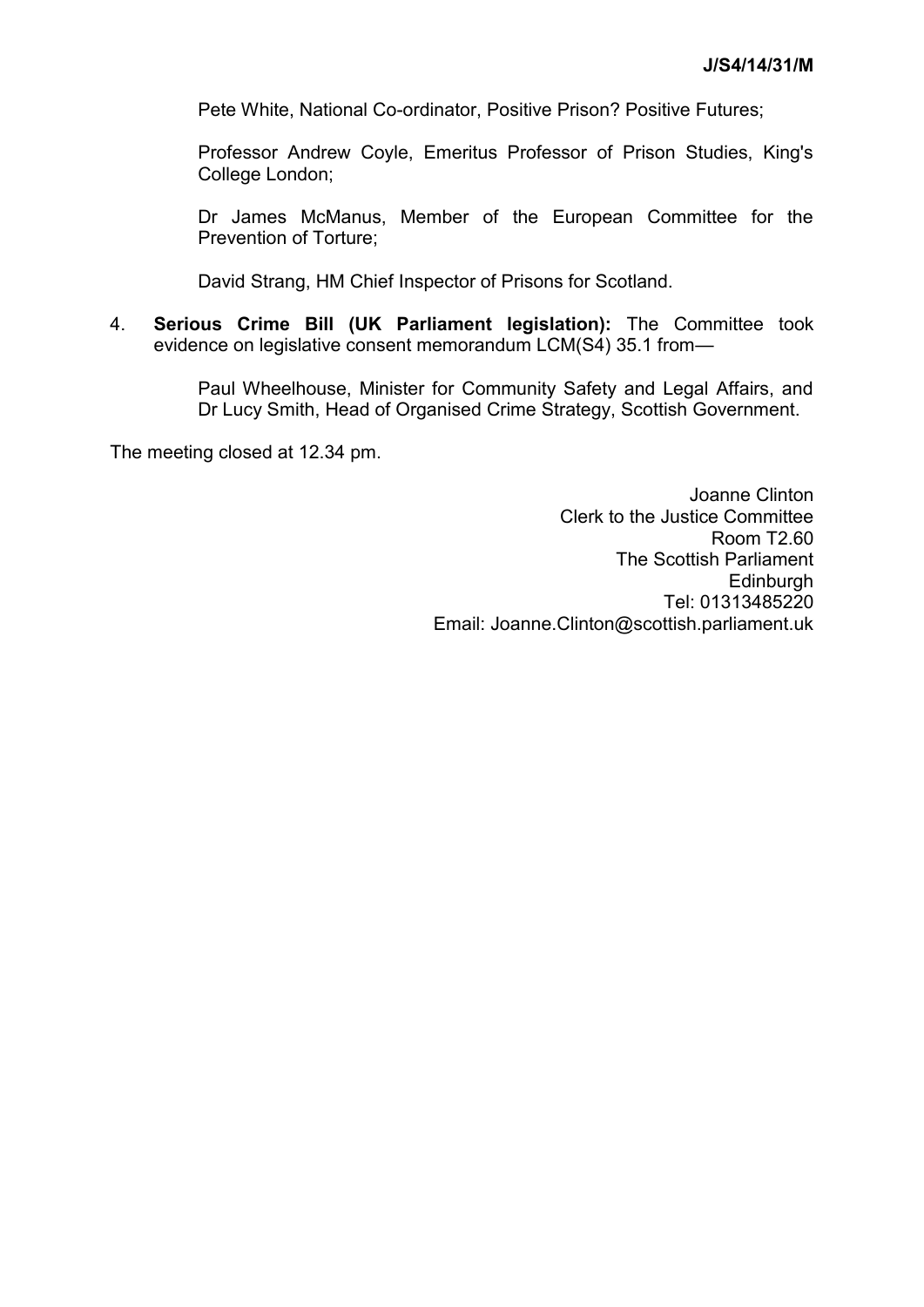Pete White, National Co-ordinator, Positive Prison? Positive Futures;

Professor Andrew Coyle, Emeritus Professor of Prison Studies, King's College London;

Dr James McManus, Member of the European Committee for the Prevention of Torture;

David Strang, HM Chief Inspector of Prisons for Scotland.

4. **Serious Crime Bill (UK Parliament legislation):** The Committee took evidence on legislative consent memorandum LCM(S4) 35.1 from—

   Paul Wheelhouse, Minister for Community Safety and Legal Affairs, and Dr Lucy Smith, Head of Organised Crime Strategy, Scottish Government.

The meeting closed at 12.34 pm.

Joanne Clinton
Clerk to the Justice Committee
Room T2.60
The Scottish Parliament
Edinburgh
Tel: 01313485220
Email: Joanne.Clinton@scottish.parliament.uk